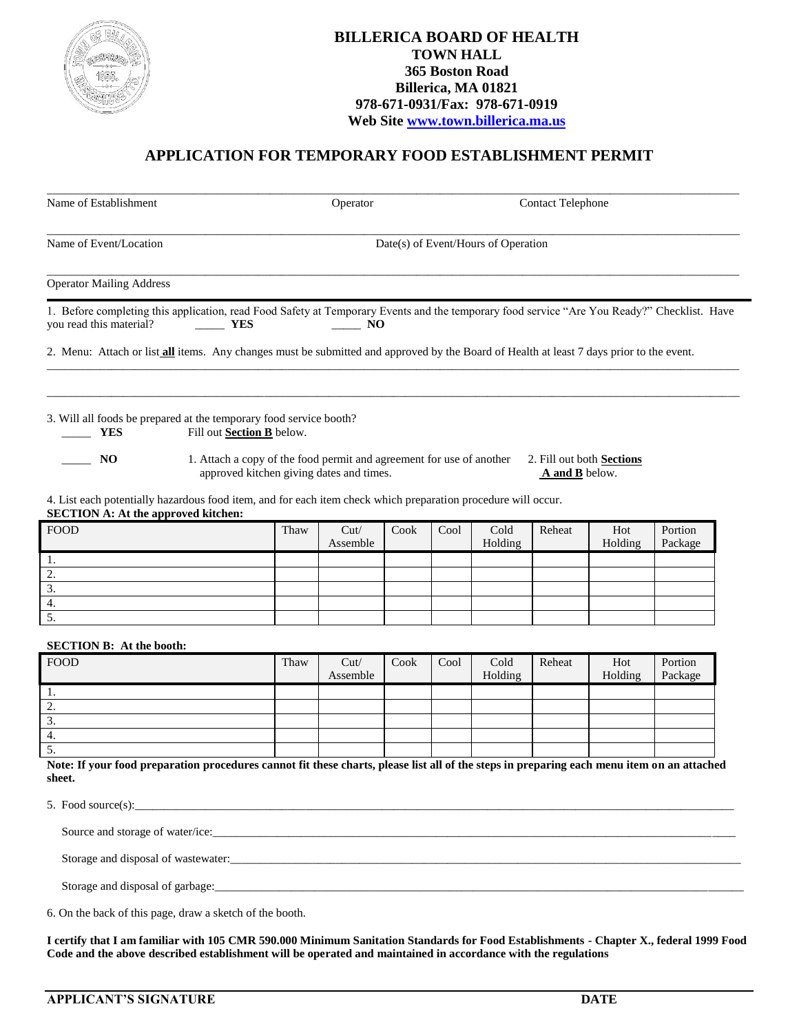**BILLERICA BOARD OF HEALTH**
**TOWN HALL**
**365 Boston Road**
**Billerica, MA 01821**
**978-671-0931/Fax: 978-671-0919**
**Web Site www.town.billerica.ma.us**

# APPLICATION FOR TEMPORARY FOOD ESTABLISHMENT PERMIT

_______________________________________________________________________________

Name of Establishment　　　　　　Operator　　　　　　Contact Telephone

_______________________________________________________________________________

Name of Event/Location　　　　　　Date(s) of Event/Hours of Operation

_______________________________________________________________________________

Operator Mailing Address

1. Before completing this application, read Food Safety at Temporary Events and the temporary food service "Are You Ready?" Checklist. Have you read this material? _____ **YES** _____ **NO**

2. Menu: Attach or list **all** items. Any changes must be submitted and approved by the Board of Health at least 7 days prior to the event.

_______________________________________________________________________________

_______________________________________________________________________________

3. Will all foods be prepared at the temporary food service booth?

_____ **YES** Fill out **Section B** below.

_____ **NO** 1. Attach a copy of the food permit and agreement for use of another approved kitchen giving dates and times. 2. Fill out both **Sections A and B** below.

4. List each potentially hazardous food item, and for each item check which preparation procedure will occur.

**SECTION A: At the approved kitchen:**

| FOOD | Thaw | Cut/ Assemble | Cook | Cool | Cold Holding | Reheat | Hot Holding | Portion Package |
|---|---|---|---|---|---|---|---|---|
| 1. | | | | | | | | |
| 2. | | | | | | | | |
| 3. | | | | | | | | |
| 4. | | | | | | | | |
| 5. | | | | | | | | |

**SECTION B: At the booth:**

| FOOD | Thaw | Cut/ Assemble | Cook | Cool | Cold Holding | Reheat | Hot Holding | Portion Package |
|---|---|---|---|---|---|---|---|---|
| 1. | | | | | | | | |
| 2. | | | | | | | | |
| 3. | | | | | | | | |
| 4. | | | | | | | | |
| 5. | | | | | | | | |

**Note: If your food preparation procedures cannot fit these charts, please list all of the steps in preparing each menu item on an attached sheet.**

5. Food source(s):_______________________________________________

Source and storage of water/ice:_______________________________________________

Storage and disposal of wastewater:_______________________________________________

Storage and disposal of garbage:_______________________________________________

6. On the back of this page, draw a sketch of the booth.

**I certify that I am familiar with 105 CMR 590.000 Minimum Sanitation Standards for Food Establishments - Chapter X., federal 1999 Food Code and the above described establishment will be operated and maintained in accordance with the regulations**

_______________________________________________________________________________

**APPLICANT'S SIGNATURE**　　　　　　**DATE**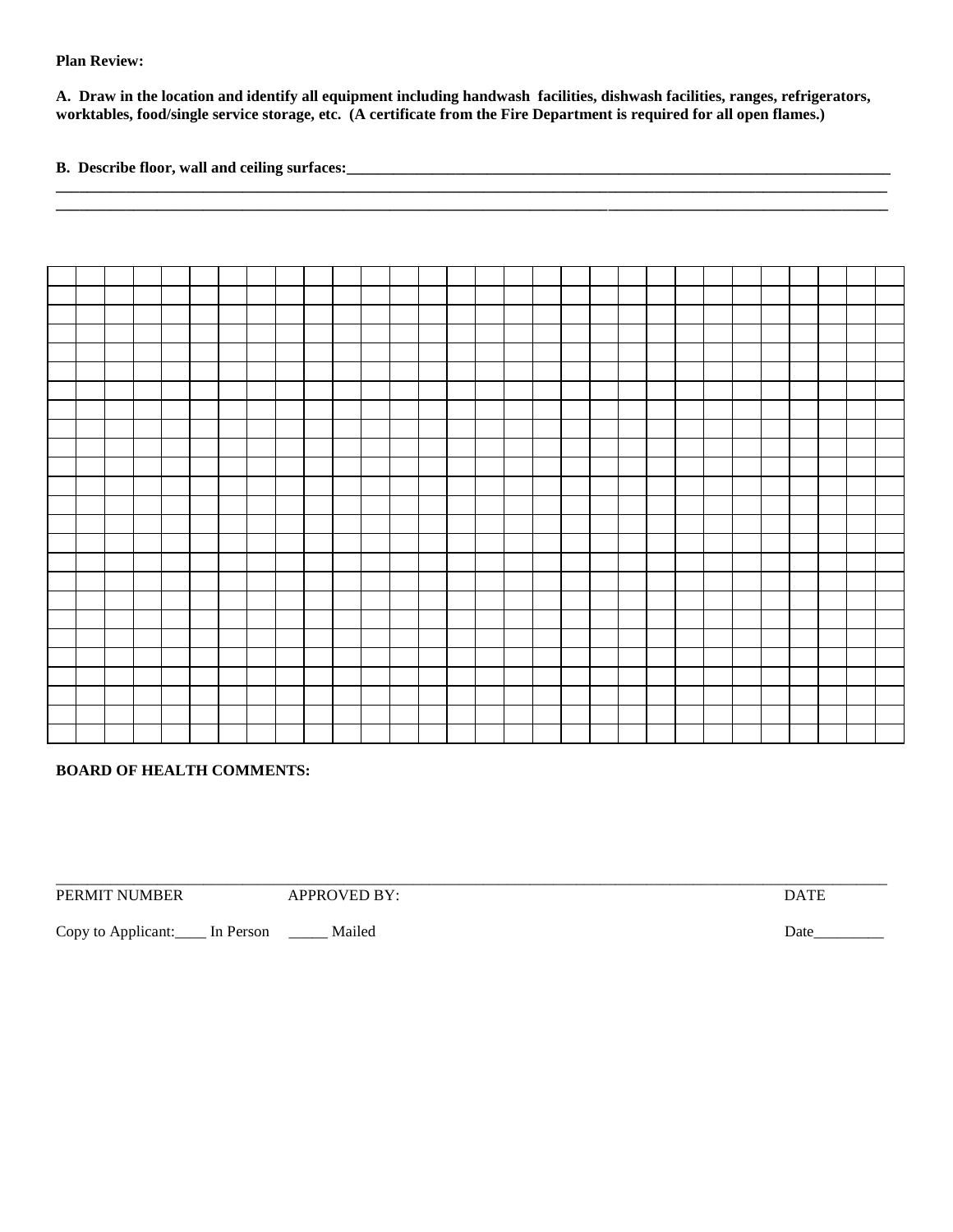**Plan Review:**

**A. Draw in the location and identify all equipment including handwash facilities, dishwash facilities, ranges, refrigerators, worktables, food/single service storage, etc. (A certificate from the Fire Department is required for all open flames.)**

**B. Describe floor, wall and ceiling surfaces:**_______________________________________________________________________________
_____________________________________________________________________________________________________________
_____________________________________________________________________________________________________________

| | | | | | | | | | | | | | | | | | | | | | | | | | | | | | |
|---|---|---|---|---|---|---|---|---|---|---|---|---|---|---|---|---|---|---|---|---|---|---|---|---|---|---|---|---|---|
| | | | | | | | | | | | | | | | | | | | | | | | | | | | | | |
| | | | | | | | | | | | | | | | | | | | | | | | | | | | | | |
| | | | | | | | | | | | | | | | | | | | | | | | | | | | | | |
| | | | | | | | | | | | | | | | | | | | | | | | | | | | | | |
| | | | | | | | | | | | | | | | | | | | | | | | | | | | | | |
| | | | | | | | | | | | | | | | | | | | | | | | | | | | | | |
| | | | | | | | | | | | | | | | | | | | | | | | | | | | | | |
| | | | | | | | | | | | | | | | | | | | | | | | | | | | | | |
| | | | | | | | | | | | | | | | | | | | | | | | | | | | | | |
| | | | | | | | | | | | | | | | | | | | | | | | | | | | | | |
| | | | | | | | | | | | | | | | | | | | | | | | | | | | | | |
| | | | | | | | | | | | | | | | | | | | | | | | | | | | | | |
| | | | | | | | | | | | | | | | | | | | | | | | | | | | | | |
| | | | | | | | | | | | | | | | | | | | | | | | | | | | | | |
| | | | | | | | | | | | | | | | | | | | | | | | | | | | | | |
| | | | | | | | | | | | | | | | | | | | | | | | | | | | | | |
| | | | | | | | | | | | | | | | | | | | | | | | | | | | | | |
| | | | | | | | | | | | | | | | | | | | | | | | | | | | | | |
| | | | | | | | | | | | | | | | | | | | | | | | | | | | | | |
| | | | | | | | | | | | | | | | | | | | | | | | | | | | | | |
| | | | | | | | | | | | | | | | | | | | | | | | | | | | | | |
| | | | | | | | | | | | | | | | | | | | | | | | | | | | | | |
| | | | | | | | | | | | | | | | | | | | | | | | | | | | | | |
| | | | | | | | | | | | | | | | | | | | | | | | | | | | | | |

**BOARD OF HEALTH COMMENTS:**

_____________________________________________________________________________________________________________
PERMIT NUMBER APPROVED BY: DATE

Copy to Applicant:____ In Person _____ Mailed Date_________